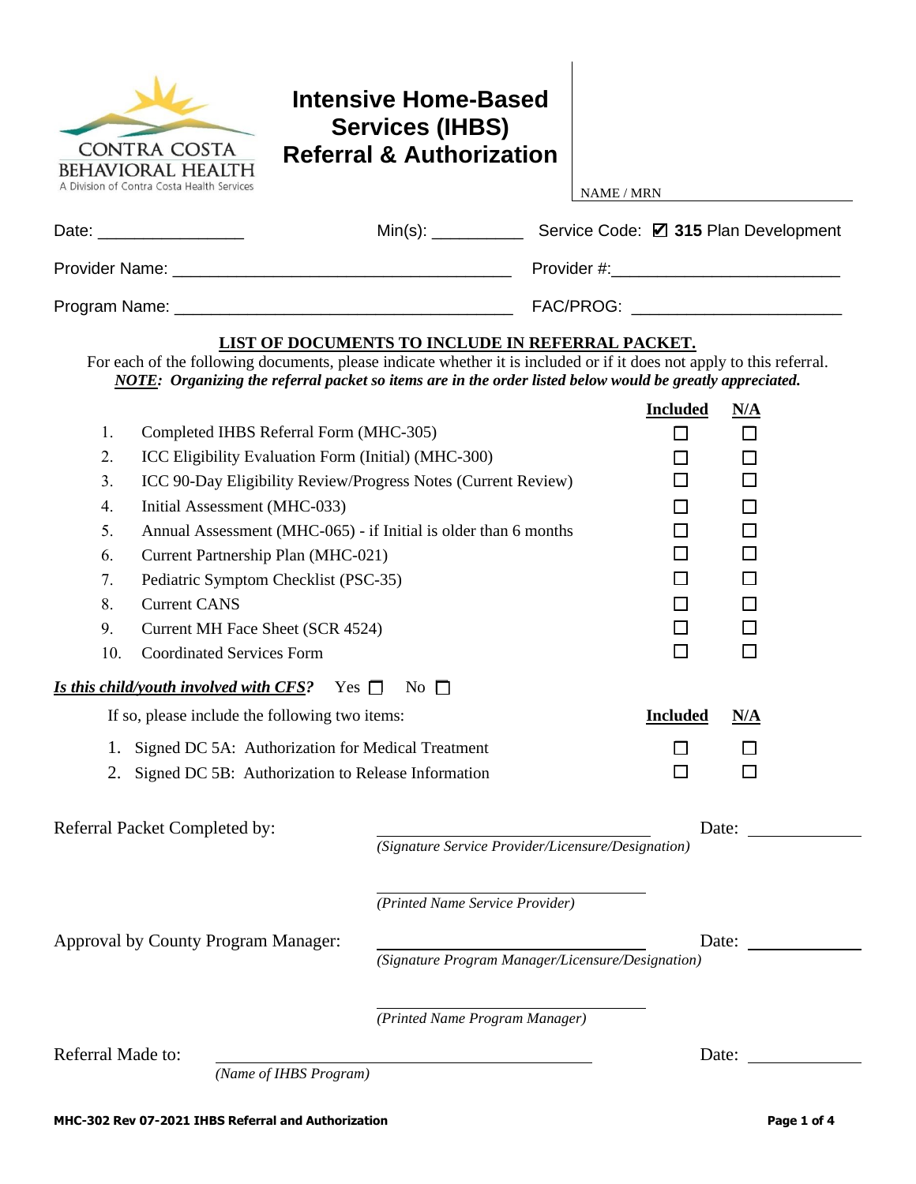CONTRA COSTA BEHAVIORAL HEALTH
A Division of Contra Costa Health Services

# Intensive Home-Based Services (IHBS) Referral & Authorization

NAME / MRN ____________________

Date: ________________ Min(s): __________ Service Code: ☑ **315** Plan Development

Provider Name: ____________________________________ Provider #: ________________________

Program Name: ____________________________________ FAC/PROG: ______________________

**LIST OF DOCUMENTS TO INCLUDE IN REFERRAL PACKET.**

For each of the following documents, please indicate whether it is included or if it does not apply to this referral.
***NOTE:*** ***Organizing the referral packet so items are in the order listed below would be greatly appreciated.***

| # | Document | Included | N/A |
|---|---|---|---|
| 1. | Completed IHBS Referral Form (MHC-305) | ☐ | ☐ |
| 2. | ICC Eligibility Evaluation Form (Initial) (MHC-300) | ☐ | ☐ |
| 3. | ICC 90-Day Eligibility Review/Progress Notes (Current Review) | ☐ | ☐ |
| 4. | Initial Assessment (MHC-033) | ☐ | ☐ |
| 5. | Annual Assessment (MHC-065) - if Initial is older than 6 months | ☐ | ☐ |
| 6. | Current Partnership Plan (MHC-021) | ☐ | ☐ |
| 7. | Pediatric Symptom Checklist (PSC-35) | ☐ | ☐ |
| 8. | Current CANS | ☐ | ☐ |
| 9. | Current MH Face Sheet (SCR 4524) | ☐ | ☐ |
| 10. | Coordinated Services Form | ☐ | ☐ |

***Is this child/youth involved with CFS?*** Yes ☐ No ☐

If so, please include the following two items:

| # | Document | Included | N/A |
|---|---|---|---|
| 1. | Signed DC 5A: Authorization for Medical Treatment | ☐ | ☐ |
| 2. | Signed DC 5B: Authorization to Release Information | ☐ | ☐ |

Referral Packet Completed by: ______________________________ Date: ____________
*(Signature Service Provider/Licensure/Designation)*

______________________________
*(Printed Name Service Provider)*

Approval by County Program Manager: ______________________________ Date: ____________
*(Signature Program Manager/Licensure/Designation)*

______________________________
*(Printed Name Program Manager)*

Referral Made to: ______________________________ Date: ____________
*(Name of IHBS Program)*

**MHC-302 Rev 07-2021 IHBS Referral and Authorization**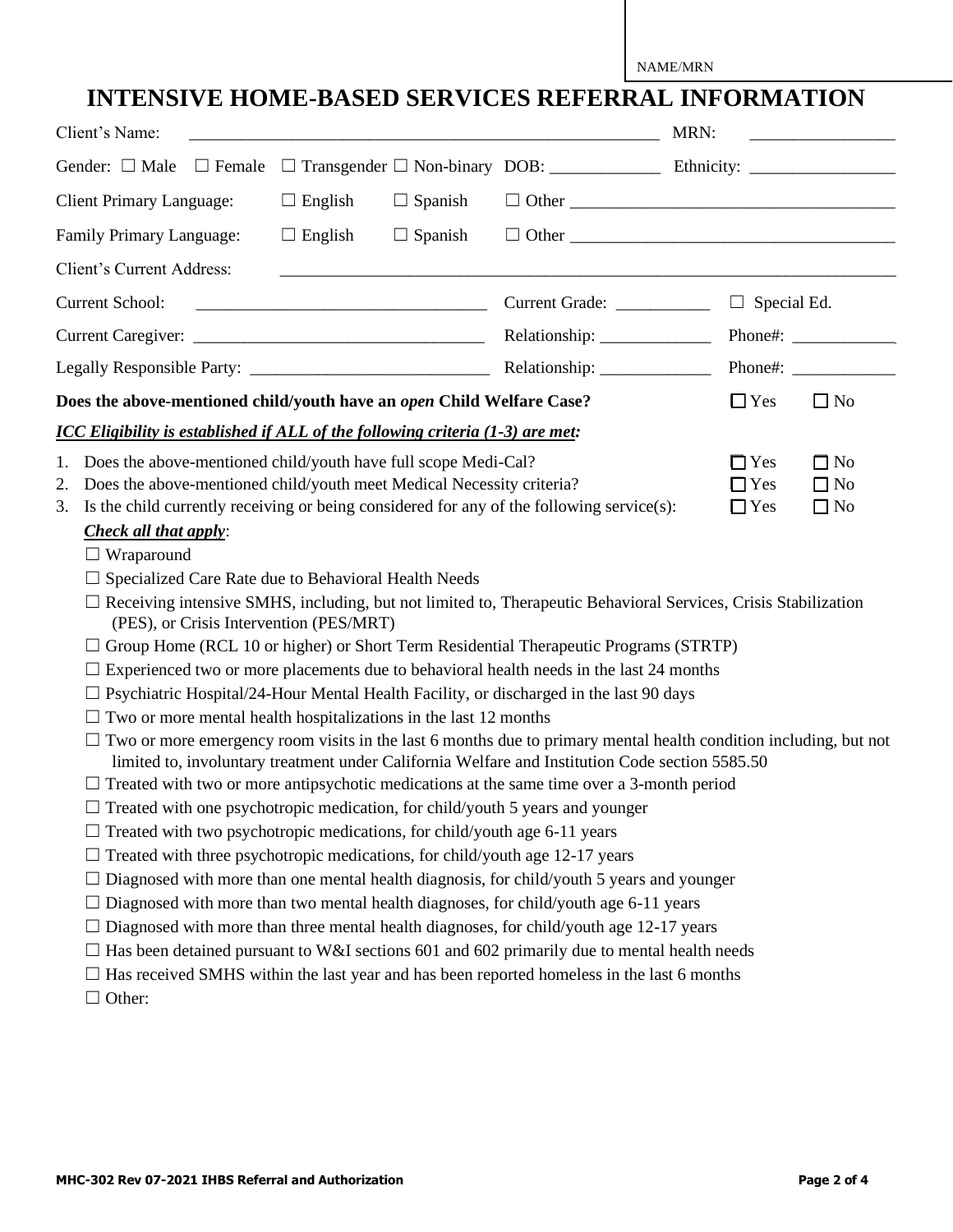NAME/MRN

# INTENSIVE HOME-BASED SERVICES REFERRAL INFORMATION

Client's Name: ______________________________________________ MRN: ________________

Gender: ☐ Male ☐ Female ☐ Transgender ☐ Non-binary DOB: ____________ Ethnicity: ________________

Client Primary Language: ☐ English ☐ Spanish ☐ Other ____________________________________

Family Primary Language: ☐ English ☐ Spanish ☐ Other ____________________________________

Client's Current Address: ______________________________________________________________

Current School: ________________________________ Current Grade: __________ ☐ Special Ed.

Current Caregiver: ________________________________ Relationship: ____________ Phone#: ____________

Legally Responsible Party: ____________________________ Relationship: ____________ Phone#: ____________

**Does the above-mentioned child/youth have an *open* Child Welfare Case?** ☐ Yes ☐ No

***ICC Eligibility is established if ALL of the following criteria (1-3) are met:***

1. Does the above-mentioned child/youth have full scope Medi-Cal? ☐ Yes ☐ No
2. Does the above-mentioned child/youth meet Medical Necessity criteria? ☐ Yes ☐ No
3. Is the child currently receiving or being considered for any of the following service(s): ☐ Yes ☐ No

***Check all that apply***:

- ☐ Wraparound
- ☐ Specialized Care Rate due to Behavioral Health Needs
- ☐ Receiving intensive SMHS, including, but not limited to, Therapeutic Behavioral Services, Crisis Stabilization (PES), or Crisis Intervention (PES/MRT)
- ☐ Group Home (RCL 10 or higher) or Short Term Residential Therapeutic Programs (STRTP)
- ☐ Experienced two or more placements due to behavioral health needs in the last 24 months
- ☐ Psychiatric Hospital/24-Hour Mental Health Facility, or discharged in the last 90 days
- ☐ Two or more mental health hospitalizations in the last 12 months
- ☐ Two or more emergency room visits in the last 6 months due to primary mental health condition including, but not limited to, involuntary treatment under California Welfare and Institution Code section 5585.50
- ☐ Treated with two or more antipsychotic medications at the same time over a 3-month period
- ☐ Treated with one psychotropic medication, for child/youth 5 years and younger
- ☐ Treated with two psychotropic medications, for child/youth age 6-11 years
- ☐ Treated with three psychotropic medications, for child/youth age 12-17 years
- ☐ Diagnosed with more than one mental health diagnosis, for child/youth 5 years and younger
- ☐ Diagnosed with more than two mental health diagnoses, for child/youth age 6-11 years
- ☐ Diagnosed with more than three mental health diagnoses, for child/youth age 12-17 years
- ☐ Has been detained pursuant to W&I sections 601 and 602 primarily due to mental health needs
- ☐ Has received SMHS within the last year and has been reported homeless in the last 6 months
- ☐ Other:

MHC-302 Rev 07-2021 IHBS Referral and Authorization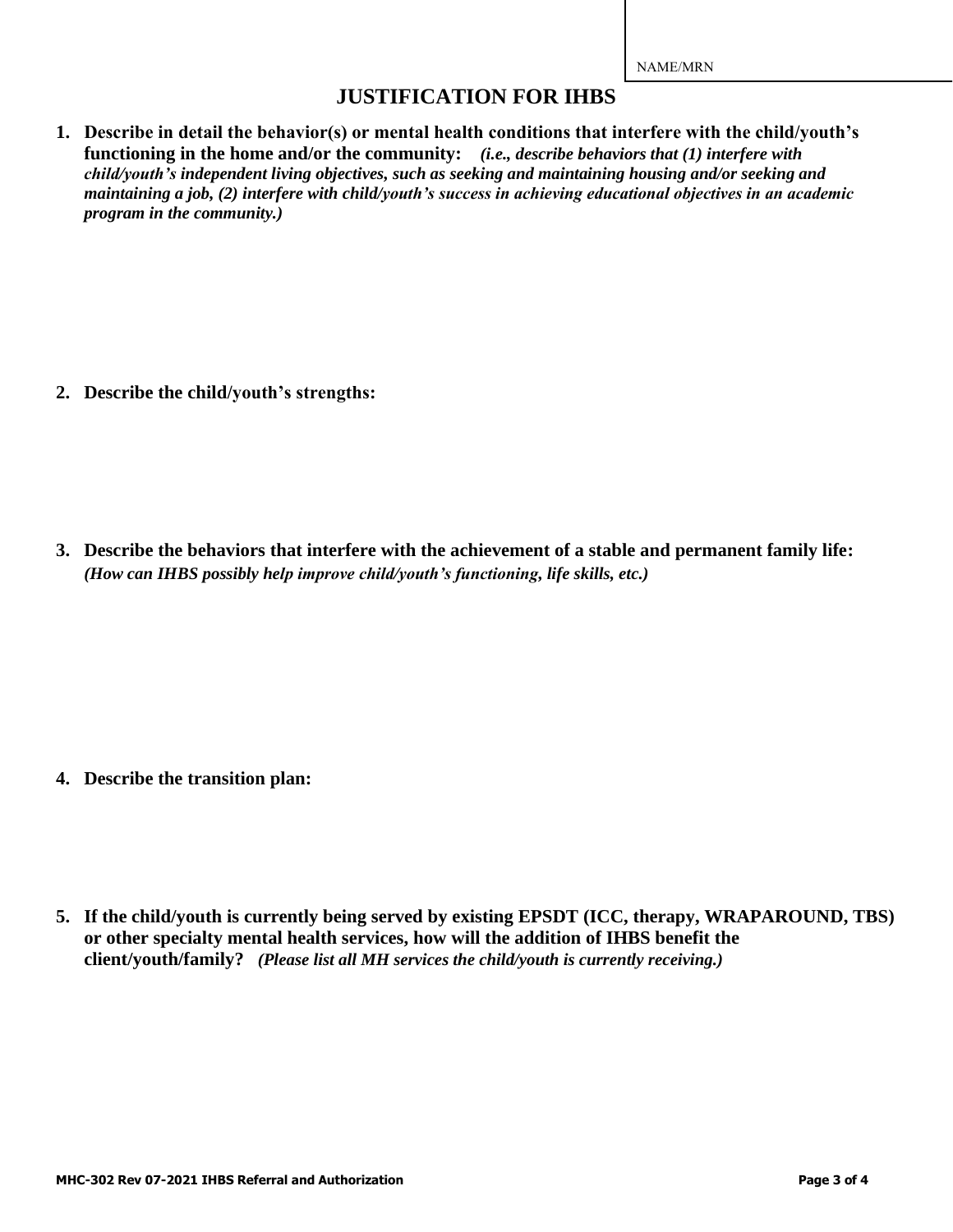NAME/MRN

# JUSTIFICATION FOR IHBS

1. **Describe in detail the behavior(s) or mental health conditions that interfere with the child/youth's functioning in the home and/or the community:** ***(i.e., describe behaviors that (1) interfere with child/youth's independent living objectives, such as seeking and maintaining housing and/or seeking and maintaining a job, (2) interfere with child/youth's success in achieving educational objectives in an academic program in the community.)***

2. **Describe the child/youth's strengths:**

3. **Describe the behaviors that interfere with the achievement of a stable and permanent family life:** ***(How can IHBS possibly help improve child/youth's functioning, life skills, etc.)***

4. **Describe the transition plan:**

5. **If the child/youth is currently being served by existing EPSDT (ICC, therapy, WRAPAROUND, TBS) or other specialty mental health services, how will the addition of IHBS benefit the client/youth/family?** ***(Please list all MH services the child/youth is currently receiving.)***

**MHC-302 Rev 07-2021 IHBS Referral and Authorization**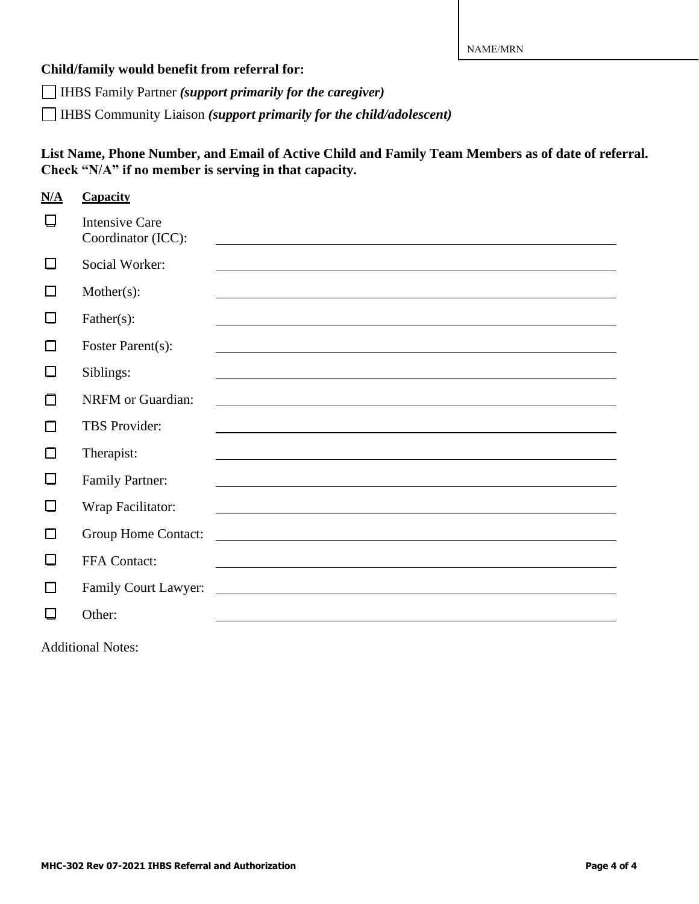NAME/MRN

**Child/family would benefit from referral for:**

- ☐ IHBS Family Partner ***(support primarily for the caregiver)***
- ☐ IHBS Community Liaison ***(support primarily for the child/adolescent)***

**List Name, Phone Number, and Email of Active Child and Family Team Members as of date of referral. Check "N/A" if no member is serving in that capacity.**

| **N/A** | **Capacity** | |
|---|---|---|
| ☐ | Intensive Care Coordinator (ICC): | |
| ☐ | Social Worker: | |
| ☐ | Mother(s): | |
| ☐ | Father(s): | |
| ☐ | Foster Parent(s): | |
| ☐ | Siblings: | |
| ☐ | NRFM or Guardian: | |
| ☐ | TBS Provider: | |
| ☐ | Therapist: | |
| ☐ | Family Partner: | |
| ☐ | Wrap Facilitator: | |
| ☐ | Group Home Contact: | |
| ☐ | FFA Contact: | |
| ☐ | Family Court Lawyer: | |
| ☐ | Other: | |

Additional Notes:

MHC-302 Rev 07-2021 IHBS Referral and Authorization